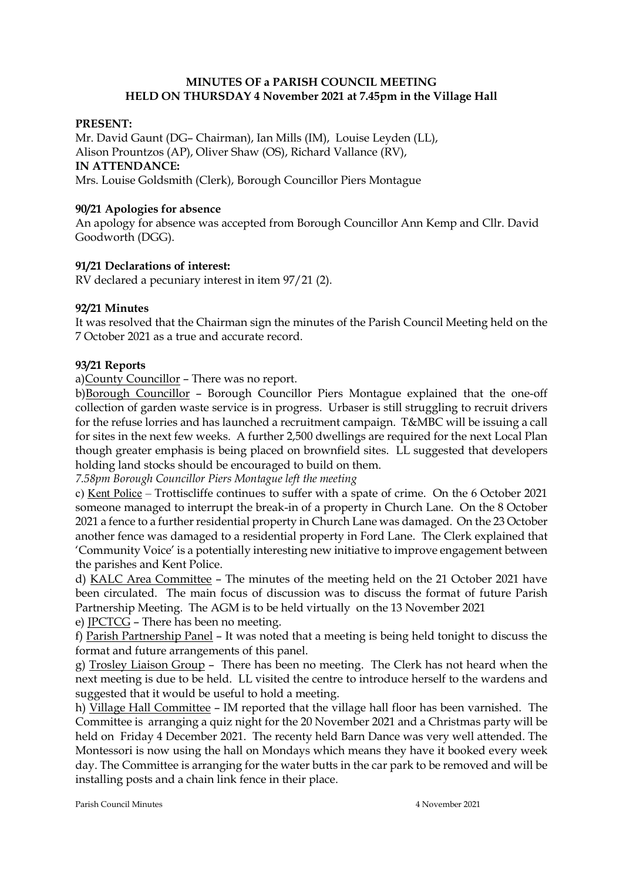**MINUTES OF a PARISH COUNCIL MEETING**
**HELD ON THURSDAY 4 November 2021 at 7.45pm in the Village Hall**

**PRESENT:**
Mr. David Gaunt (DG– Chairman), Ian Mills (IM), Louise Leyden (LL), Alison Prountzos (AP), Oliver Shaw (OS), Richard Vallance (RV),
**IN ATTENDANCE:**
Mrs. Louise Goldsmith (Clerk), Borough Councillor Piers Montague

**90/21 Apologies for absence**
An apology for absence was accepted from Borough Councillor Ann Kemp and Cllr. David Goodworth (DGG).

**91/21 Declarations of interest:**
RV declared a pecuniary interest in item 97/21 (2).

**92/21 Minutes**
It was resolved that the Chairman sign the minutes of the Parish Council Meeting held on the 7 October 2021 as a true and accurate record.

**93/21 Reports**
a)County Councillor – There was no report.
b)Borough Councillor – Borough Councillor Piers Montague explained that the one-off collection of garden waste service is in progress. Urbaser is still struggling to recruit drivers for the refuse lorries and has launched a recruitment campaign. T&MBC will be issuing a call for sites in the next few weeks. A further 2,500 dwellings are required for the next Local Plan though greater emphasis is being placed on brownfield sites. LL suggested that developers holding land stocks should be encouraged to build on them.
*7.58pm Borough Councillor Piers Montague left the meeting*
c) Kent Police – Trottiscliffe continues to suffer with a spate of crime. On the 6 October 2021 someone managed to interrupt the break-in of a property in Church Lane. On the 8 October 2021 a fence to a further residential property in Church Lane was damaged. On the 23 October another fence was damaged to a residential property in Ford Lane. The Clerk explained that 'Community Voice' is a potentially interesting new initiative to improve engagement between the parishes and Kent Police.
d) KALC Area Committee – The minutes of the meeting held on the 21 October 2021 have been circulated. The main focus of discussion was to discuss the format of future Parish Partnership Meeting. The AGM is to be held virtually on the 13 November 2021
e) JPCTCG – There has been no meeting.
f) Parish Partnership Panel – It was noted that a meeting is being held tonight to discuss the format and future arrangements of this panel.
g) Trosley Liaison Group – There has been no meeting. The Clerk has not heard when the next meeting is due to be held. LL visited the centre to introduce herself to the wardens and suggested that it would be useful to hold a meeting.
h) Village Hall Committee – IM reported that the village hall floor has been varnished. The Committee is arranging a quiz night for the 20 November 2021 and a Christmas party will be held on Friday 4 December 2021. The recenty held Barn Dance was very well attended. The Montessori is now using the hall on Mondays which means they have it booked every week day. The Committee is arranging for the water butts in the car park to be removed and will be installing posts and a chain link fence in their place.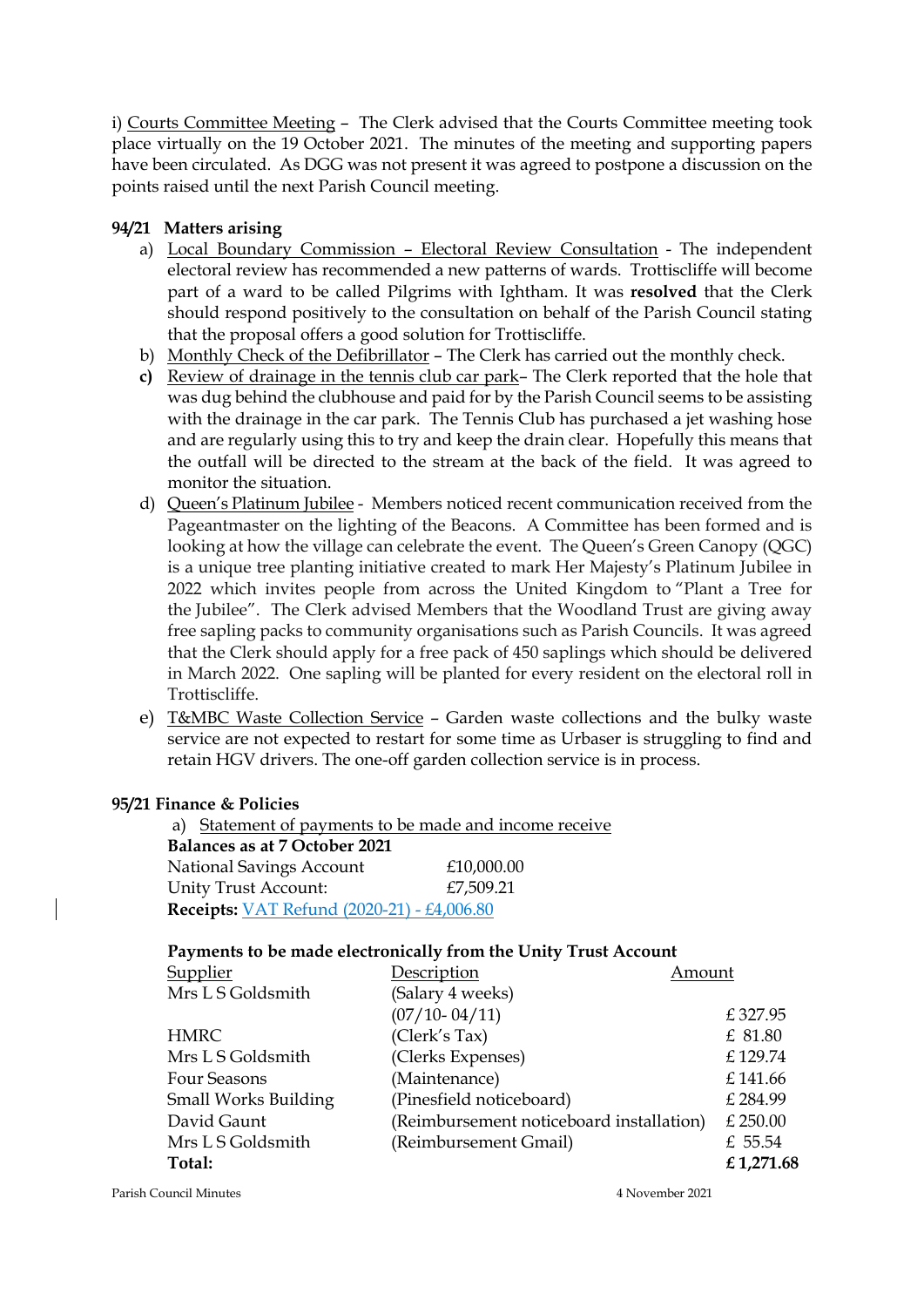i) Courts Committee Meeting – The Clerk advised that the Courts Committee meeting took place virtually on the 19 October 2021. The minutes of the meeting and supporting papers have been circulated. As DGG was not present it was agreed to postpone a discussion on the points raised until the next Parish Council meeting.

**94/21 Matters arising**

a) Local Boundary Commission – Electoral Review Consultation - The independent electoral review has recommended a new patterns of wards. Trottiscliffe will become part of a ward to be called Pilgrims with Ightham. It was **resolved** that the Clerk should respond positively to the consultation on behalf of the Parish Council stating that the proposal offers a good solution for Trottiscliffe.

b) Monthly Check of the Defibrillator – The Clerk has carried out the monthly check.

**c)** Review of drainage in the tennis club car park– The Clerk reported that the hole that was dug behind the clubhouse and paid for by the Parish Council seems to be assisting with the drainage in the car park. The Tennis Club has purchased a jet washing hose and are regularly using this to try and keep the drain clear. Hopefully this means that the outfall will be directed to the stream at the back of the field. It was agreed to monitor the situation.

d) Queen's Platinum Jubilee - Members noticed recent communication received from the Pageantmaster on the lighting of the Beacons. A Committee has been formed and is looking at how the village can celebrate the event. The Queen's Green Canopy (QGC) is a unique tree planting initiative created to mark Her Majesty's Platinum Jubilee in 2022 which invites people from across the United Kingdom to "Plant a Tree for the Jubilee". The Clerk advised Members that the Woodland Trust are giving away free sapling packs to community organisations such as Parish Councils. It was agreed that the Clerk should apply for a free pack of 450 saplings which should be delivered in March 2022. One sapling will be planted for every resident on the electoral roll in Trottiscliffe.

e) T&MBC Waste Collection Service – Garden waste collections and the bulky waste service are not expected to restart for some time as Urbaser is struggling to find and retain HGV drivers. The one-off garden collection service is in process.

**95/21 Finance & Policies**

a) Statement of payments to be made and income receive

**Balances as at 7 October 2021**

| | |
|---|---|
| National Savings Account | £10,000.00 |
| Unity Trust Account: | £7,509.21 |

**Receipts:** VAT Refund (2020-21) - £4,006.80

**Payments to be made electronically from the Unity Trust Account**

| Supplier | Description | Amount |
|---|---|---|
| Mrs L S Goldsmith | (Salary 4 weeks) (07/10- 04/11) | £ 327.95 |
| HMRC | (Clerk's Tax) | £ 81.80 |
| Mrs L S Goldsmith | (Clerks Expenses) | £ 129.74 |
| Four Seasons | (Maintenance) | £ 141.66 |
| Small Works Building | (Pinesfield noticeboard) | £ 284.99 |
| David Gaunt | (Reimbursement noticeboard installation) | £ 250.00 |
| Mrs L S Goldsmith | (Reimbursement Gmail) | £ 55.54 |
| **Total:** | | **£ 1,271.68** |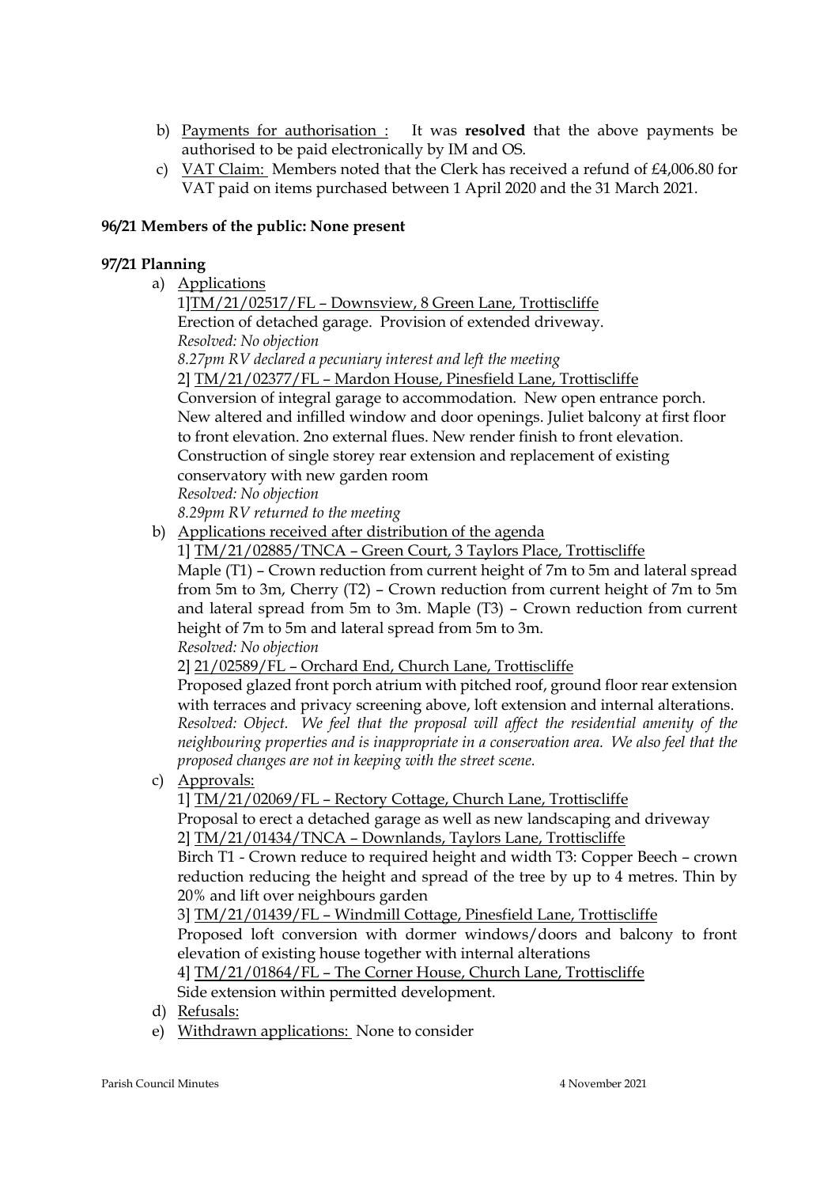b) Payments for authorisation : It was **resolved** that the above payments be authorised to be paid electronically by IM and OS.

c) VAT Claim: Members noted that the Clerk has received a refund of £4,006.80 for VAT paid on items purchased between 1 April 2020 and the 31 March 2021.

**96/21 Members of the public: None present**

**97/21 Planning**

a) Applications

1]TM/21/02517/FL – Downsview, 8 Green Lane, Trottiscliffe
Erection of detached garage. Provision of extended driveway.
*Resolved: No objection*
*8.27pm RV declared a pecuniary interest and left the meeting*

2] TM/21/02377/FL – Mardon House, Pinesfield Lane, Trottiscliffe
Conversion of integral garage to accommodation. New open entrance porch. New altered and infilled window and door openings. Juliet balcony at first floor to front elevation. 2no external flues. New render finish to front elevation. Construction of single storey rear extension and replacement of existing conservatory with new garden room
*Resolved: No objection*
*8.29pm RV returned to the meeting*

b) Applications received after distribution of the agenda

1] TM/21/02885/TNCA – Green Court, 3 Taylors Place, Trottiscliffe
Maple (T1) – Crown reduction from current height of 7m to 5m and lateral spread from 5m to 3m, Cherry (T2) – Crown reduction from current height of 7m to 5m and lateral spread from 5m to 3m. Maple (T3) – Crown reduction from current height of 7m to 5m and lateral spread from 5m to 3m.
*Resolved: No objection*

2] 21/02589/FL – Orchard End, Church Lane, Trottiscliffe
Proposed glazed front porch atrium with pitched roof, ground floor rear extension with terraces and privacy screening above, loft extension and internal alterations.
*Resolved: Object. We feel that the proposal will affect the residential amenity of the neighbouring properties and is inappropriate in a conservation area. We also feel that the proposed changes are not in keeping with the street scene.*

c) Approvals:

1] TM/21/02069/FL – Rectory Cottage, Church Lane, Trottiscliffe
Proposal to erect a detached garage as well as new landscaping and driveway

2] TM/21/01434/TNCA – Downlands, Taylors Lane, Trottiscliffe
Birch T1 - Crown reduce to required height and width T3: Copper Beech – crown reduction reducing the height and spread of the tree by up to 4 metres. Thin by 20% and lift over neighbours garden

3] TM/21/01439/FL – Windmill Cottage, Pinesfield Lane, Trottiscliffe
Proposed loft conversion with dormer windows/doors and balcony to front elevation of existing house together with internal alterations

4] TM/21/01864/FL – The Corner House, Church Lane, Trottiscliffe
Side extension within permitted development.

d) Refusals:

e) Withdrawn applications: None to consider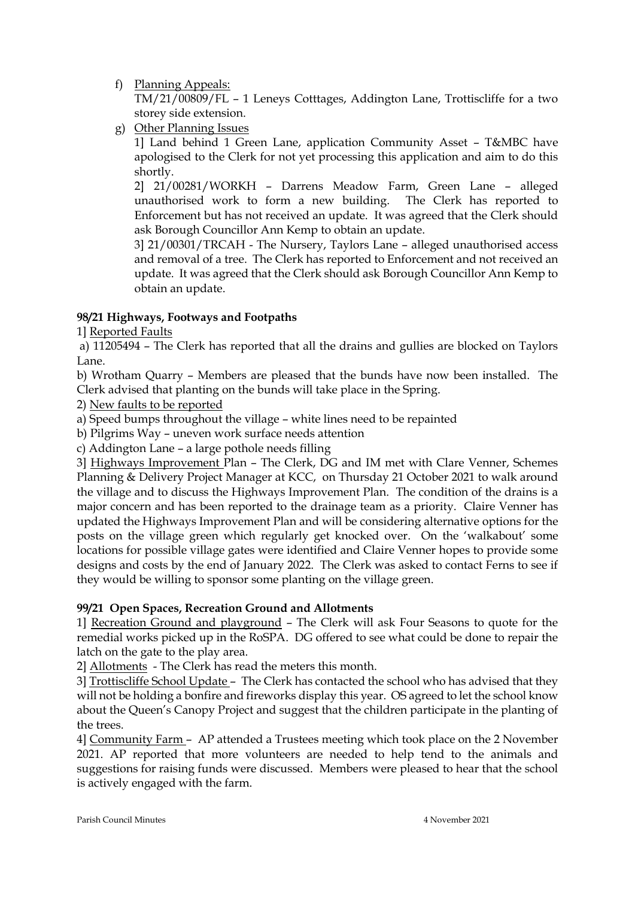f) Planning Appeals:

TM/21/00809/FL – 1 Leneys Cotttages, Addington Lane, Trottiscliffe for a two storey side extension.

g) Other Planning Issues

1] Land behind 1 Green Lane, application Community Asset – T&MBC have apologised to the Clerk for not yet processing this application and aim to do this shortly.

2] 21/00281/WORKH – Darrens Meadow Farm, Green Lane – alleged unauthorised work to form a new building. The Clerk has reported to Enforcement but has not received an update. It was agreed that the Clerk should ask Borough Councillor Ann Kemp to obtain an update.

3] 21/00301/TRCAH - The Nursery, Taylors Lane – alleged unauthorised access and removal of a tree. The Clerk has reported to Enforcement and not received an update. It was agreed that the Clerk should ask Borough Councillor Ann Kemp to obtain an update.

**98/21 Highways, Footways and Footpaths**

1] Reported Faults

a) 11205494 – The Clerk has reported that all the drains and gullies are blocked on Taylors Lane.

b) Wrotham Quarry – Members are pleased that the bunds have now been installed. The Clerk advised that planting on the bunds will take place in the Spring.

2) New faults to be reported

a) Speed bumps throughout the village – white lines need to be repainted

b) Pilgrims Way – uneven work surface needs attention

c) Addington Lane – a large pothole needs filling

3] Highways Improvement Plan – The Clerk, DG and IM met with Clare Venner, Schemes Planning & Delivery Project Manager at KCC, on Thursday 21 October 2021 to walk around the village and to discuss the Highways Improvement Plan. The condition of the drains is a major concern and has been reported to the drainage team as a priority. Claire Venner has updated the Highways Improvement Plan and will be considering alternative options for the posts on the village green which regularly get knocked over. On the 'walkabout' some locations for possible village gates were identified and Claire Venner hopes to provide some designs and costs by the end of January 2022. The Clerk was asked to contact Ferns to see if they would be willing to sponsor some planting on the village green.

**99/21 Open Spaces, Recreation Ground and Allotments**

1] Recreation Ground and playground – The Clerk will ask Four Seasons to quote for the remedial works picked up in the RoSPA. DG offered to see what could be done to repair the latch on the gate to the play area.

2] Allotments - The Clerk has read the meters this month.

3] Trottiscliffe School Update – The Clerk has contacted the school who has advised that they will not be holding a bonfire and fireworks display this year. OS agreed to let the school know about the Queen's Canopy Project and suggest that the children participate in the planting of the trees.

4] Community Farm – AP attended a Trustees meeting which took place on the 2 November 2021. AP reported that more volunteers are needed to help tend to the animals and suggestions for raising funds were discussed. Members were pleased to hear that the school is actively engaged with the farm.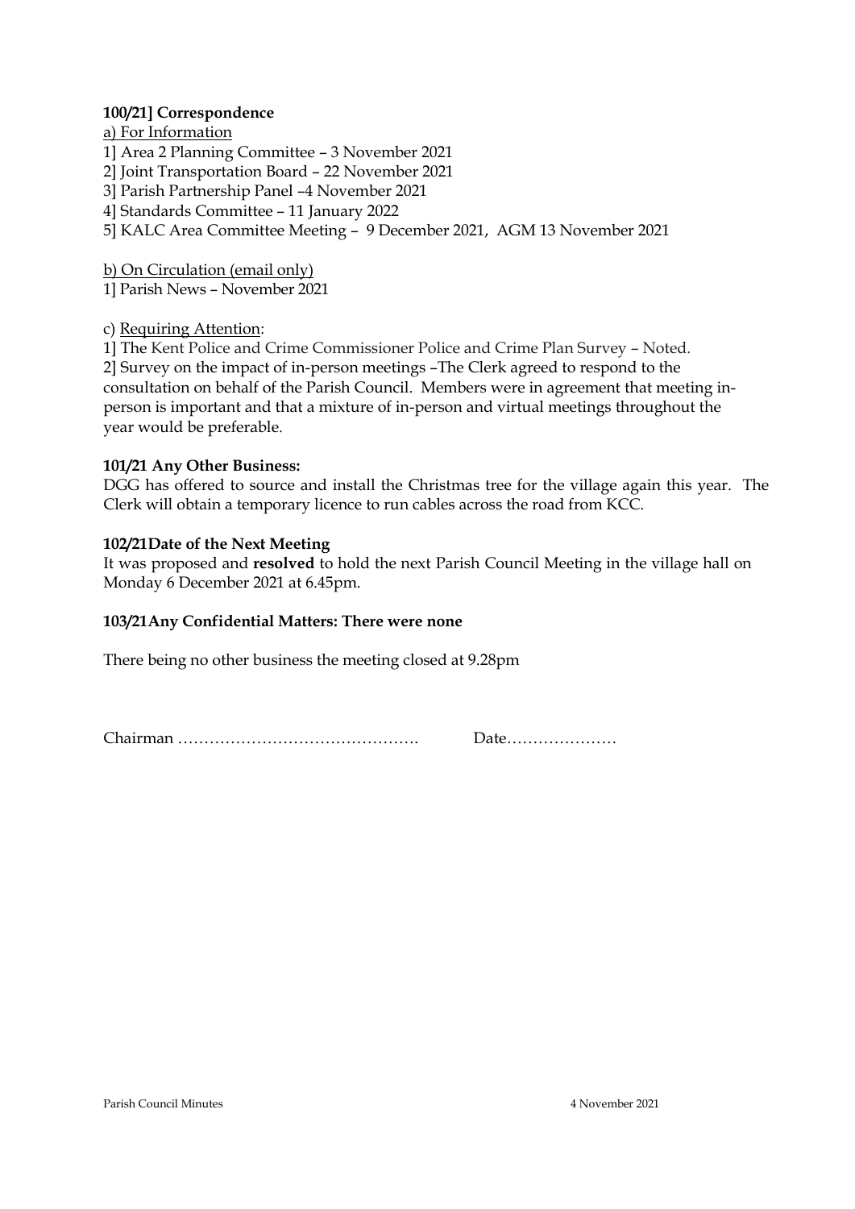**100/21] Correspondence**

a) For Information

1] Area 2 Planning Committee – 3 November 2021
2] Joint Transportation Board – 22 November 2021
3] Parish Partnership Panel –4 November 2021
4] Standards Committee – 11 January 2022
5] KALC Area Committee Meeting – 9 December 2021, AGM 13 November 2021

b) On Circulation (email only)

1] Parish News – November 2021

c) Requiring Attention:

1] The Kent Police and Crime Commissioner Police and Crime Plan Survey – Noted.
2] Survey on the impact of in-person meetings –The Clerk agreed to respond to the consultation on behalf of the Parish Council. Members were in agreement that meeting in-person is important and that a mixture of in-person and virtual meetings throughout the year would be preferable.

**101/21 Any Other Business:**

DGG has offered to source and install the Christmas tree for the village again this year. The Clerk will obtain a temporary licence to run cables across the road from KCC.

**102/21Date of the Next Meeting**

It was proposed and **resolved** to hold the next Parish Council Meeting in the village hall on Monday 6 December 2021 at 6.45pm.

**103/21Any Confidential Matters: There were none**

There being no other business the meeting closed at 9.28pm

Chairman ………………………………………. Date…………………